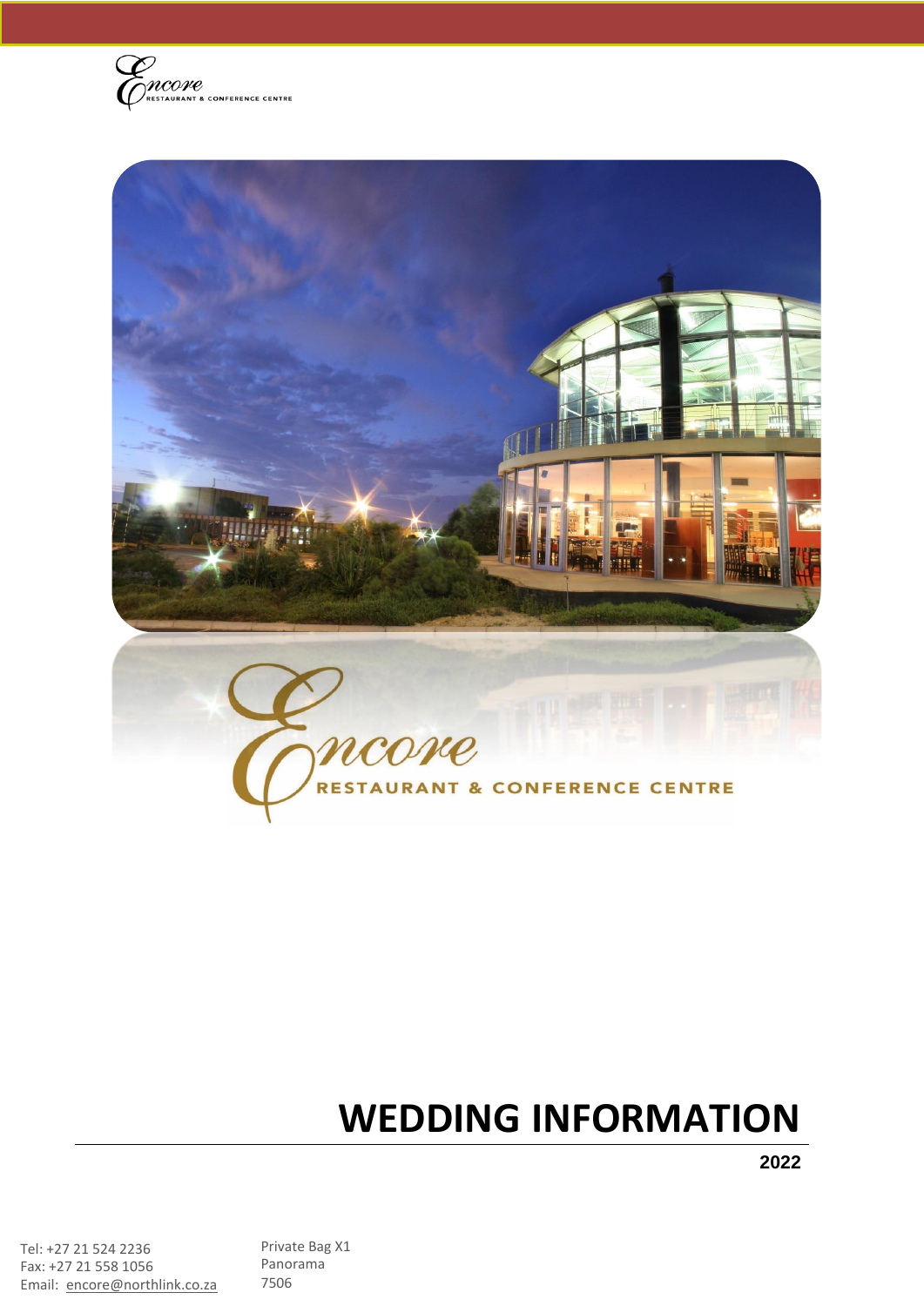Encore RESTAURANT & CONFERENCE CENTRE

Encore RESTAURANT & CONFERENCE CENTRE

# WEDDING INFORMATION

**2022**

Tel: +27 21 524 2236
Fax: +27 21 558 1056
Email: encore@northlink.co.za

Private Bag X1
Panorama
7506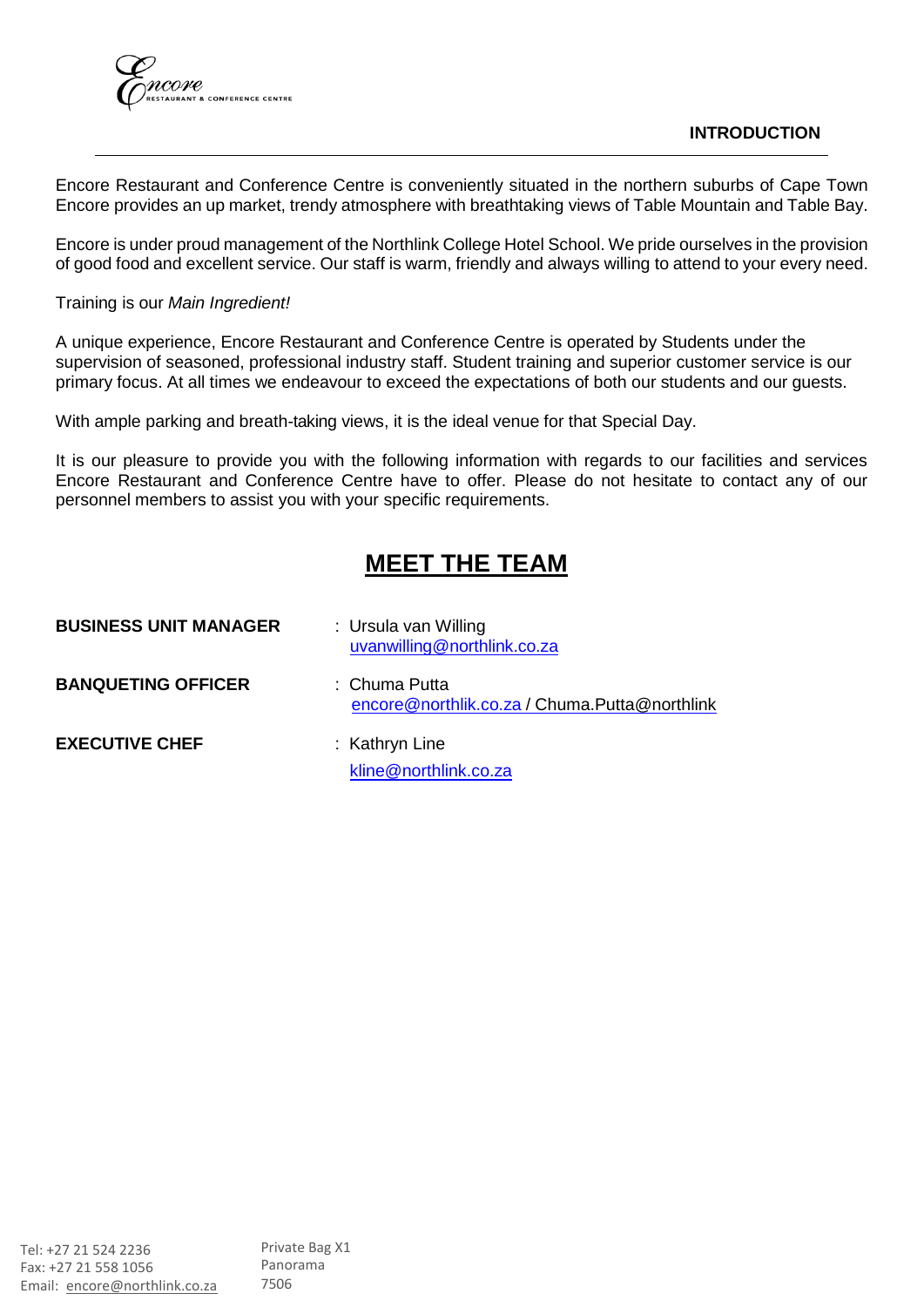## INTRODUCTION

Encore Restaurant and Conference Centre is conveniently situated in the northern suburbs of Cape Town Encore provides an up market, trendy atmosphere with breathtaking views of Table Mountain and Table Bay.

Encore is under proud management of the Northlink College Hotel School. We pride ourselves in the provision of good food and excellent service. Our staff is warm, friendly and always willing to attend to your every need.

Training is our *Main Ingredient!*

A unique experience, Encore Restaurant and Conference Centre is operated by Students under the supervision of seasoned, professional industry staff. Student training and superior customer service is our primary focus. At all times we endeavour to exceed the expectations of both our students and our guests.

With ample parking and breath-taking views, it is the ideal venue for that Special Day.

It is our pleasure to provide you with the following information with regards to our facilities and services Encore Restaurant and Conference Centre have to offer. Please do not hesitate to contact any of our personnel members to assist you with your specific requirements.

## MEET THE TEAM

**BUSINESS UNIT MANAGER** : Ursula van Willing
uvanwilling@northlink.co.za

**BANQUETING OFFICER** : Chuma Putta
encore@northlik.co.za / Chuma.Putta@northlink

**EXECUTIVE CHEF** : Kathryn Line
kline@northlink.co.za

Tel: +27 21 524 2236
Fax: +27 21 558 1056
Email: encore@northlink.co.za

Private Bag X1
Panorama
7506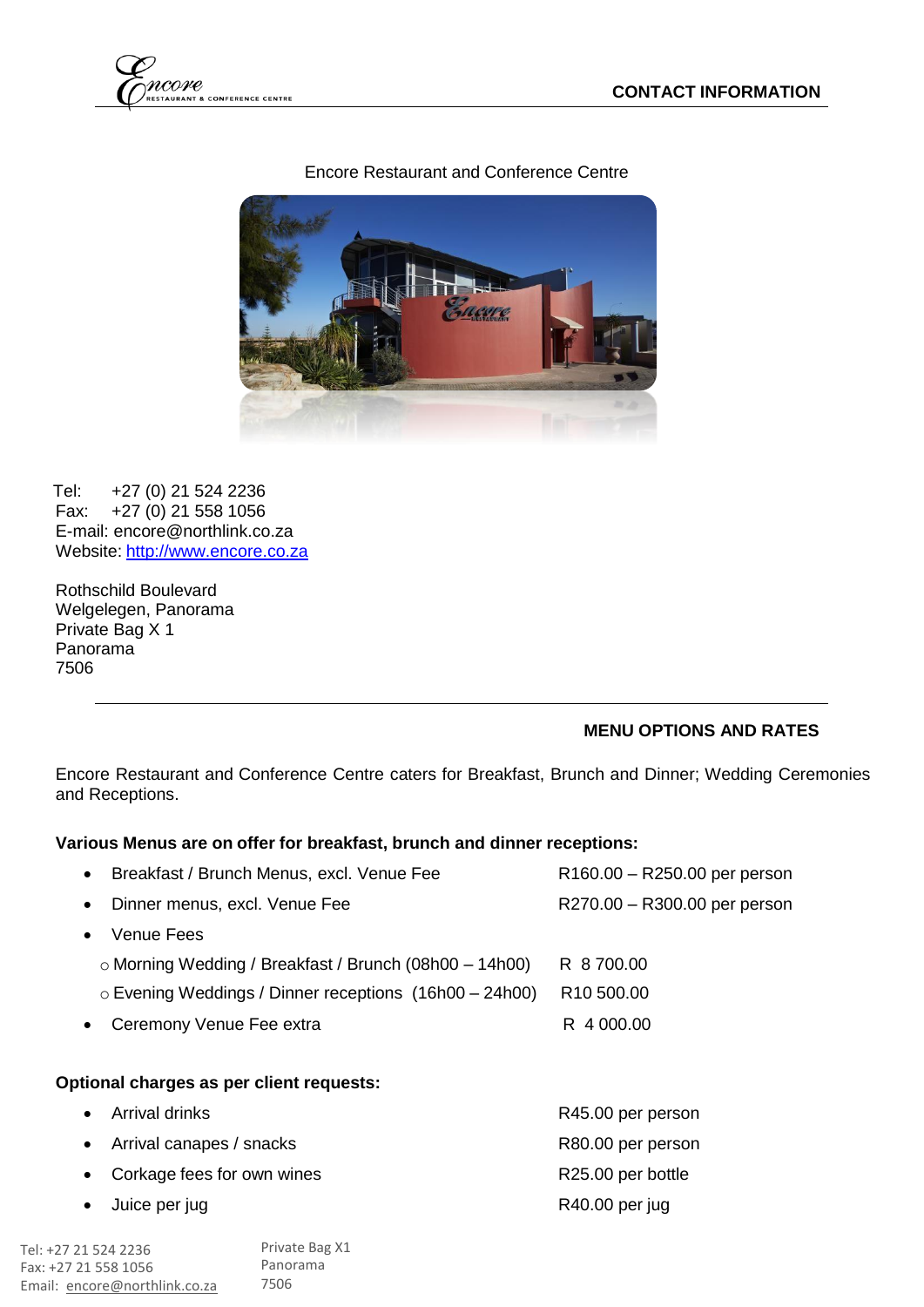## CONTACT INFORMATION

Encore Restaurant and Conference Centre

Tel: +27 (0) 21 524 2236
Fax: +27 (0) 21 558 1056
E-mail: encore@northlink.co.za
Website: http://www.encore.co.za

Rothschild Boulevard
Welgelegen, Panorama
Private Bag X 1
Panorama
7506

---

## MENU OPTIONS AND RATES

Encore Restaurant and Conference Centre caters for Breakfast, Brunch and Dinner; Wedding Ceremonies and Receptions.

**Various Menus are on offer for breakfast, brunch and dinner receptions:**

- Breakfast / Brunch Menus, excl. Venue Fee — R160.00 – R250.00 per person
- Dinner menus, excl. Venue Fee — R270.00 – R300.00 per person
- Venue Fees
  - Morning Wedding / Breakfast / Brunch (08h00 – 14h00) — R 8 700.00
  - Evening Weddings / Dinner receptions (16h00 – 24h00) — R10 500.00
- Ceremony Venue Fee extra — R 4 000.00

**Optional charges as per client requests:**

- Arrival drinks — R45.00 per person
- Arrival canapes / snacks — R80.00 per person
- Corkage fees for own wines — R25.00 per bottle
- Juice per jug — R40.00 per jug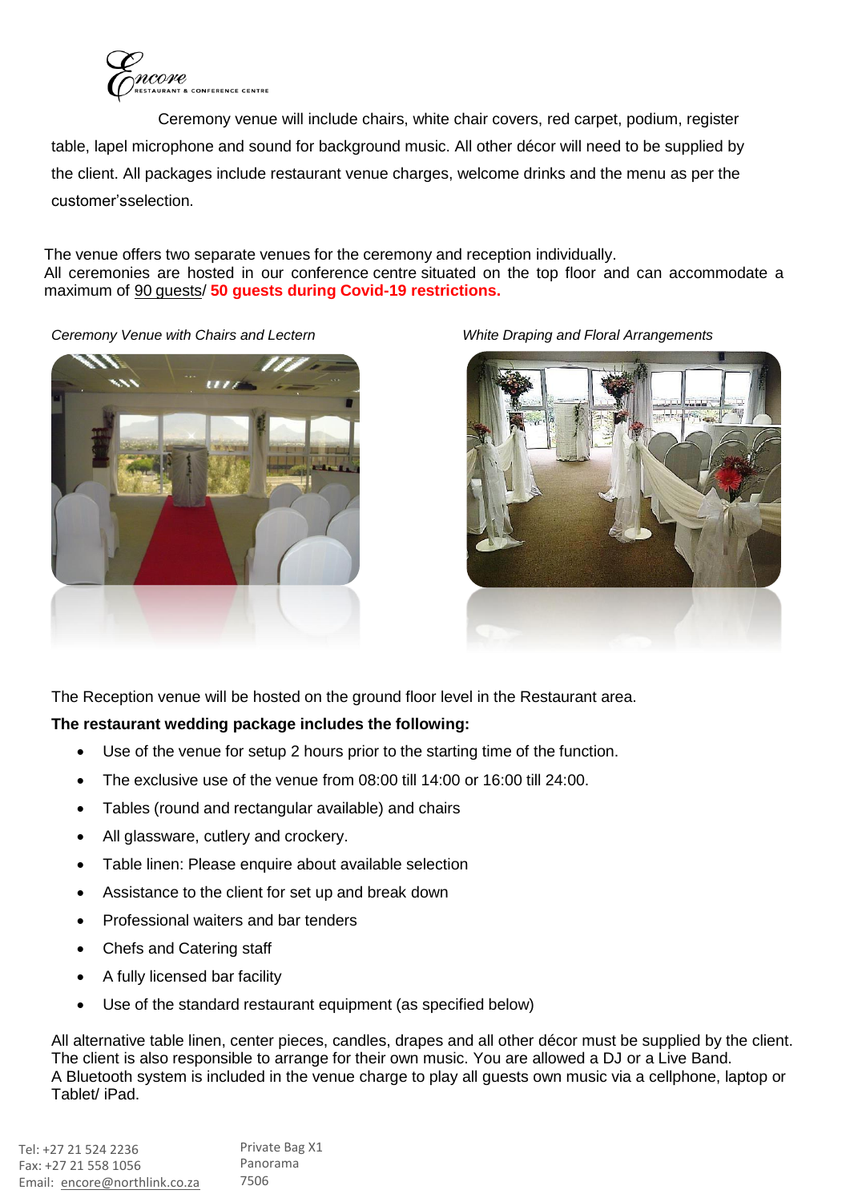Ceremony venue will include chairs, white chair covers, red carpet, podium, register table, lapel microphone and sound for background music. All other décor will need to be supplied by the client. All packages include restaurant venue charges, welcome drinks and the menu as per the customer'sselection.

The venue offers two separate venues for the ceremony and reception individually.
All ceremonies are hosted in our conference centre situated on the top floor and can accommodate a maximum of 90 guests/ **50 guests during Covid-19 restrictions.**

*Ceremony Venue with Chairs and Lectern*

*White Draping and Floral Arrangements*

The Reception venue will be hosted on the ground floor level in the Restaurant area.

**The restaurant wedding package includes the following:**

- Use of the venue for setup 2 hours prior to the starting time of the function.
- The exclusive use of the venue from 08:00 till 14:00 or 16:00 till 24:00.
- Tables (round and rectangular available) and chairs
- All glassware, cutlery and crockery.
- Table linen: Please enquire about available selection
- Assistance to the client for set up and break down
- Professional waiters and bar tenders
- Chefs and Catering staff
- A fully licensed bar facility
- Use of the standard restaurant equipment (as specified below)

All alternative table linen, center pieces, candles, drapes and all other décor must be supplied by the client.
The client is also responsible to arrange for their own music. You are allowed a DJ or a Live Band.
A Bluetooth system is included in the venue charge to play all guests own music via a cellphone, laptop or Tablet/ iPad.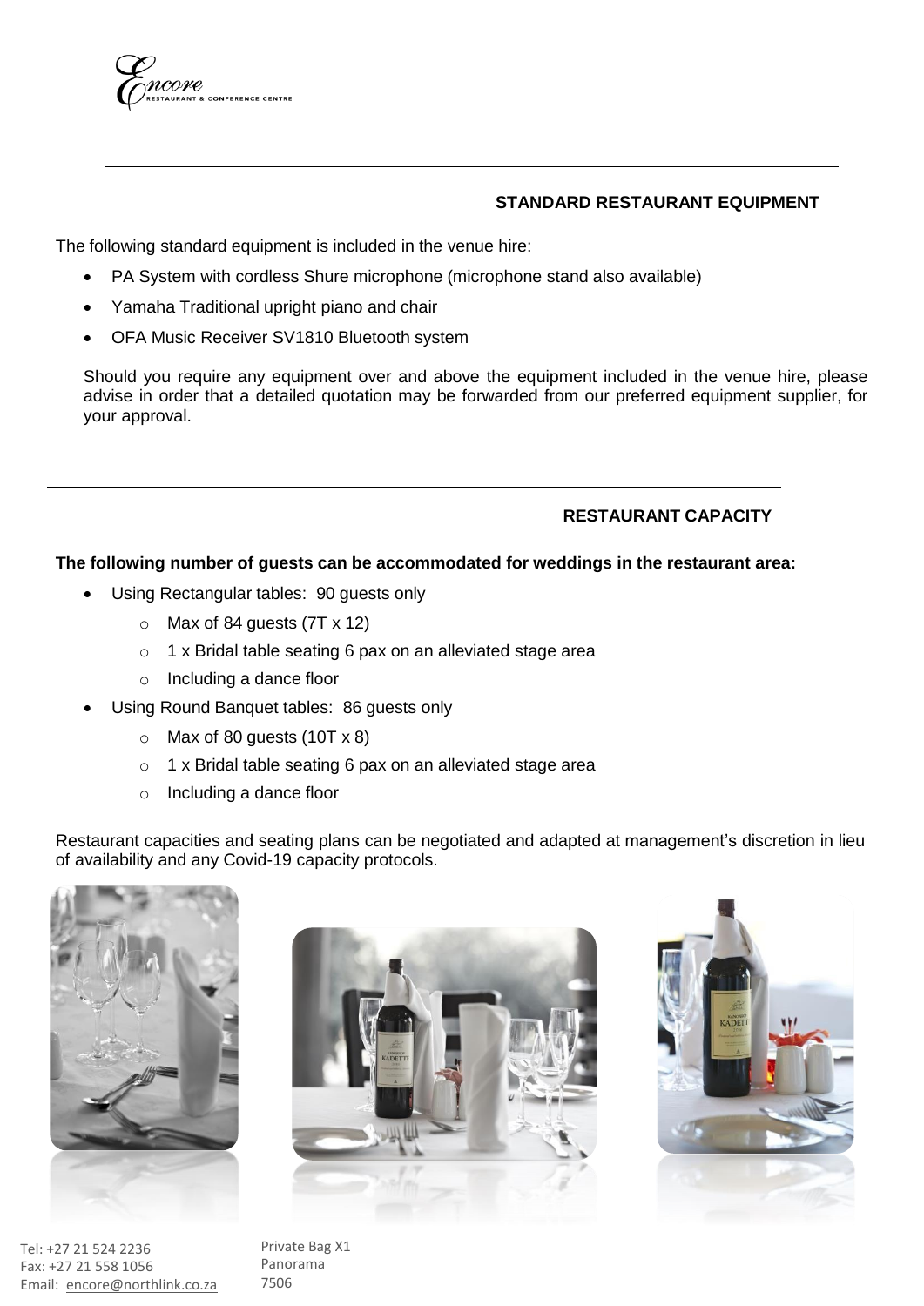## STANDARD RESTAURANT EQUIPMENT

The following standard equipment is included in the venue hire:

- PA System with cordless Shure microphone (microphone stand also available)
- Yamaha Traditional upright piano and chair
- OFA Music Receiver SV1810 Bluetooth system

Should you require any equipment over and above the equipment included in the venue hire, please advise in order that a detailed quotation may be forwarded from our preferred equipment supplier, for your approval.

## RESTAURANT CAPACITY

**The following number of guests can be accommodated for weddings in the restaurant area:**

- Using Rectangular tables: 90 guests only
  - Max of 84 guests (7T x 12)
  - 1 x Bridal table seating 6 pax on an alleviated stage area
  - Including a dance floor
- Using Round Banquet tables: 86 guests only
  - Max of 80 guests (10T x 8)
  - 1 x Bridal table seating 6 pax on an alleviated stage area
  - Including a dance floor

Restaurant capacities and seating plans can be negotiated and adapted at management's discretion in lieu of availability and any Covid-19 capacity protocols.

Tel: +27 21 524 2236
Fax: +27 21 558 1056
Email: encore@northlink.co.za

Private Bag X1
Panorama
7506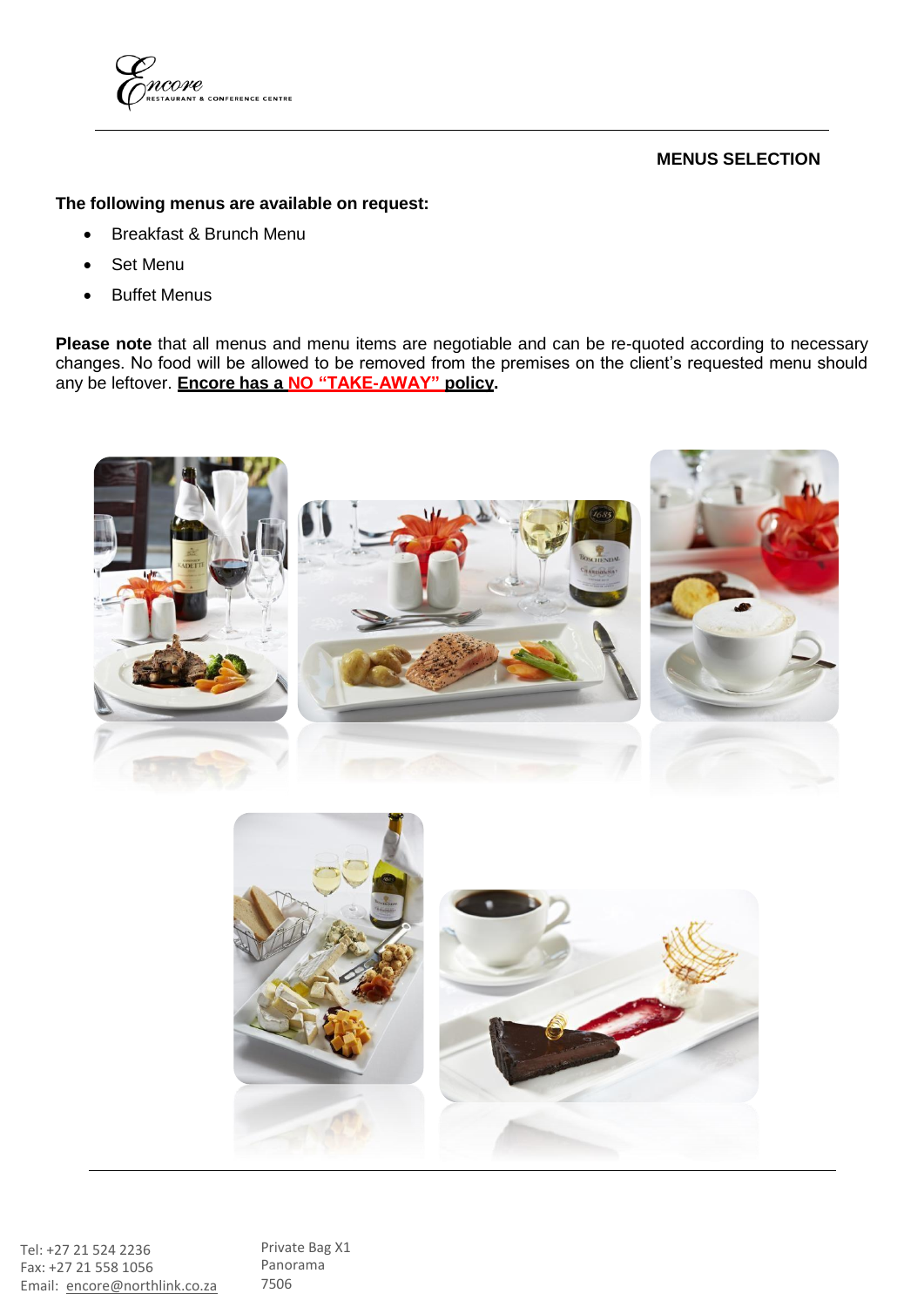**MENUS SELECTION**

**The following menus are available on request:**

- Breakfast & Brunch Menu
- Set Menu
- Buffet Menus

**Please note** that all menus and menu items are negotiable and can be re-quoted according to necessary changes. No food will be allowed to be removed from the premises on the client's requested menu should any be leftover. **Encore has a NO "TAKE-AWAY" policy.**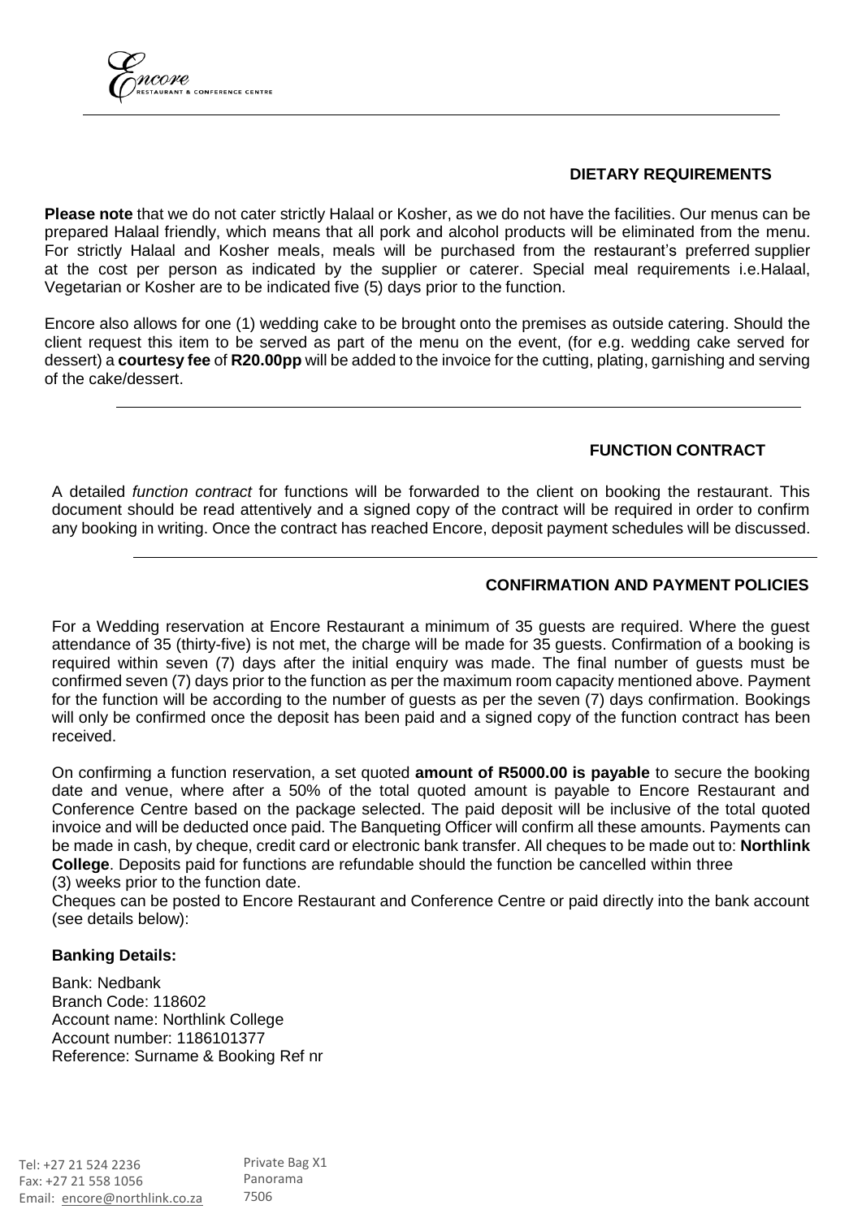## DIETARY REQUIREMENTS

**Please note** that we do not cater strictly Halaal or Kosher, as we do not have the facilities. Our menus can be prepared Halaal friendly, which means that all pork and alcohol products will be eliminated from the menu. For strictly Halaal and Kosher meals, meals will be purchased from the restaurant's preferred supplier at the cost per person as indicated by the supplier or caterer. Special meal requirements i.e.Halaal, Vegetarian or Kosher are to be indicated five (5) days prior to the function.

Encore also allows for one (1) wedding cake to be brought onto the premises as outside catering. Should the client request this item to be served as part of the menu on the event, (for e.g. wedding cake served for dessert) a **courtesy fee** of **R20.00pp** will be added to the invoice for the cutting, plating, garnishing and serving of the cake/dessert.

## FUNCTION CONTRACT

A detailed *function contract* for functions will be forwarded to the client on booking the restaurant. This document should be read attentively and a signed copy of the contract will be required in order to confirm any booking in writing. Once the contract has reached Encore, deposit payment schedules will be discussed.

## CONFIRMATION AND PAYMENT POLICIES

For a Wedding reservation at Encore Restaurant a minimum of 35 guests are required. Where the guest attendance of 35 (thirty-five) is not met, the charge will be made for 35 guests. Confirmation of a booking is required within seven (7) days after the initial enquiry was made. The final number of guests must be confirmed seven (7) days prior to the function as per the maximum room capacity mentioned above. Payment for the function will be according to the number of guests as per the seven (7) days confirmation. Bookings will only be confirmed once the deposit has been paid and a signed copy of the function contract has been received.

On confirming a function reservation, a set quoted **amount of R5000.00 is payable** to secure the booking date and venue, where after a 50% of the total quoted amount is payable to Encore Restaurant and Conference Centre based on the package selected. The paid deposit will be inclusive of the total quoted invoice and will be deducted once paid. The Banqueting Officer will confirm all these amounts. Payments can be made in cash, by cheque, credit card or electronic bank transfer. All cheques to be made out to: **Northlink College**. Deposits paid for functions are refundable should the function be cancelled within three (3) weeks prior to the function date.

Cheques can be posted to Encore Restaurant and Conference Centre or paid directly into the bank account (see details below):

**Banking Details:**

Bank: Nedbank
Branch Code: 118602
Account name: Northlink College
Account number: 1186101377
Reference: Surname & Booking Ref nr

Tel: +27 21 524 2236
Fax: +27 21 558 1056
Email: encore@northlink.co.za

Private Bag X1
Panorama
7506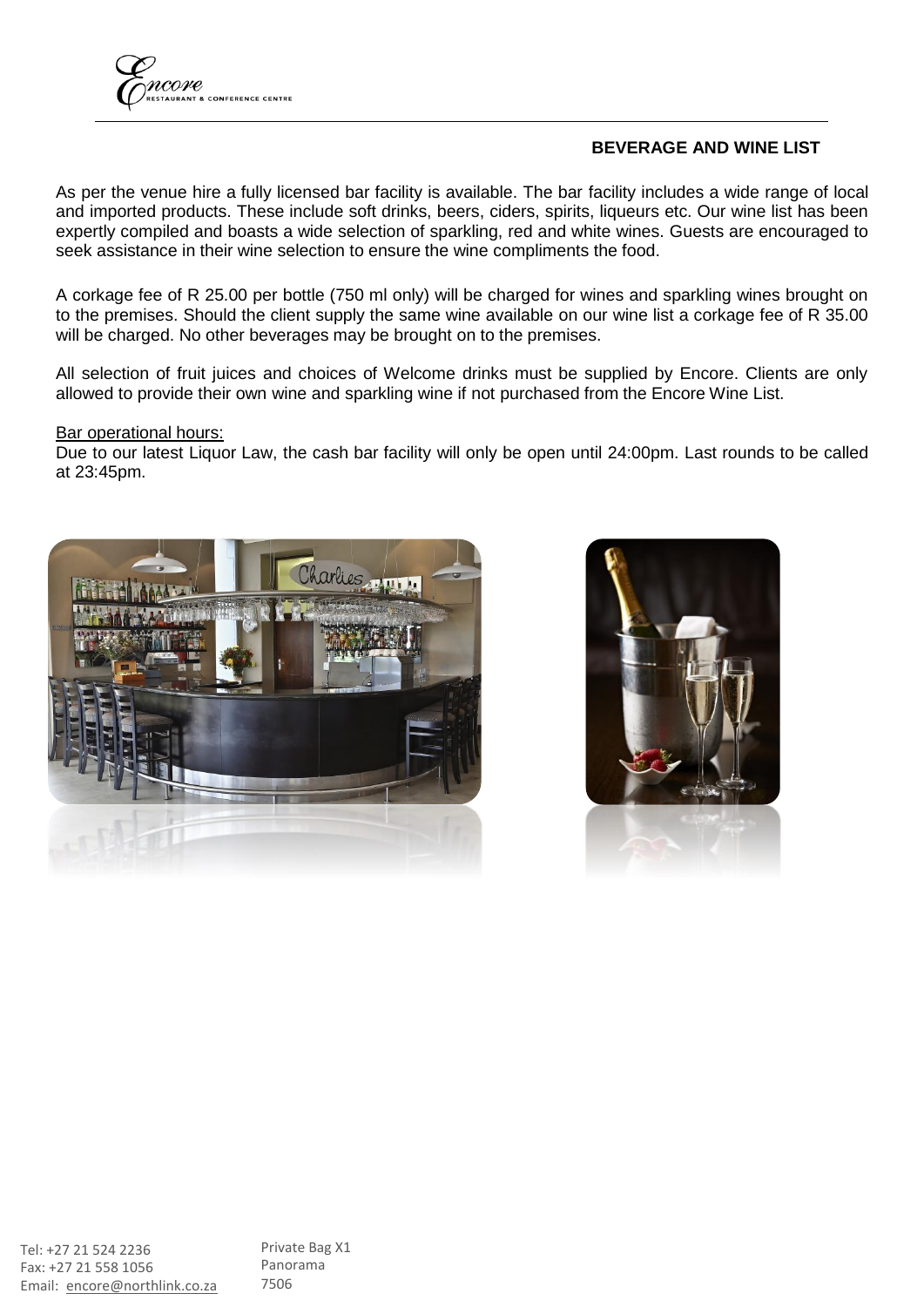## BEVERAGE AND WINE LIST

As per the venue hire a fully licensed bar facility is available. The bar facility includes a wide range of local and imported products. These include soft drinks, beers, ciders, spirits, liqueurs etc. Our wine list has been expertly compiled and boasts a wide selection of sparkling, red and white wines. Guests are encouraged to seek assistance in their wine selection to ensure the wine compliments the food.

A corkage fee of R 25.00 per bottle (750 ml only) will be charged for wines and sparkling wines brought on to the premises. Should the client supply the same wine available on our wine list a corkage fee of R 35.00 will be charged. No other beverages may be brought on to the premises.

All selection of fruit juices and choices of Welcome drinks must be supplied by Encore. Clients are only allowed to provide their own wine and sparkling wine if not purchased from the Encore Wine List.

Bar operational hours:

Due to our latest Liquor Law, the cash bar facility will only be open until 24:00pm. Last rounds to be called at 23:45pm.

Tel: +27 21 524 2236
Fax: +27 21 558 1056
Email: encore@northlink.co.za

Private Bag X1
Panorama
7506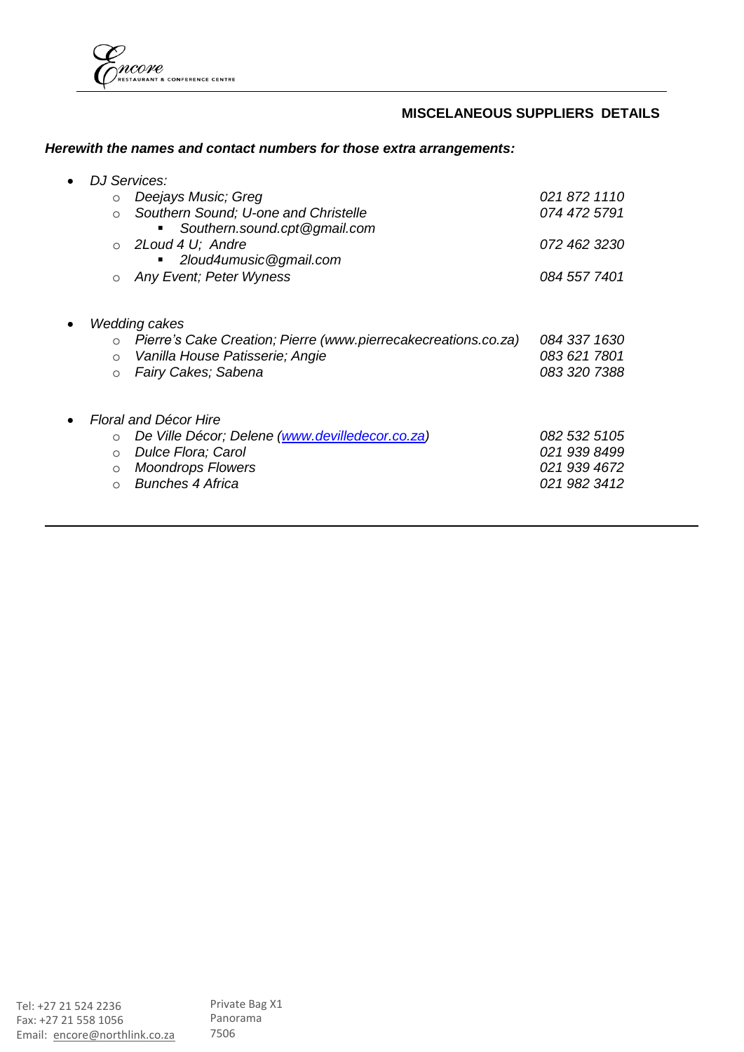## MISCELANEOUS SUPPLIERS DETAILS

***Herewith the names and contact numbers for those extra arrangements:***

- *DJ Services:*
  - *Deejays Music; Greg* — *021 872 1110*
  - *Southern Sound; U-one and Christelle* — *074 472 5791*
    - *Southern.sound.cpt@gmail.com*
  - *2Loud 4 U; Andre* — *072 462 3230*
    - *2loud4umusic@gmail.com*
  - *Any Event; Peter Wyness* — *084 557 7401*

- *Wedding cakes*
  - *Pierre's Cake Creation; Pierre (www.pierrecakecreations.co.za)* — *084 337 1630*
  - *Vanilla House Patisserie; Angie* — *083 621 7801*
  - *Fairy Cakes; Sabena* — *083 320 7388*

- *Floral and Décor Hire*
  - *De Ville Décor; Delene (www.devilledecor.co.za)* — *082 532 5105*
  - *Dulce Flora; Carol* — *021 939 8499*
  - *Moondrops Flowers* — *021 939 4672*
  - *Bunches 4 Africa* — *021 982 3412*